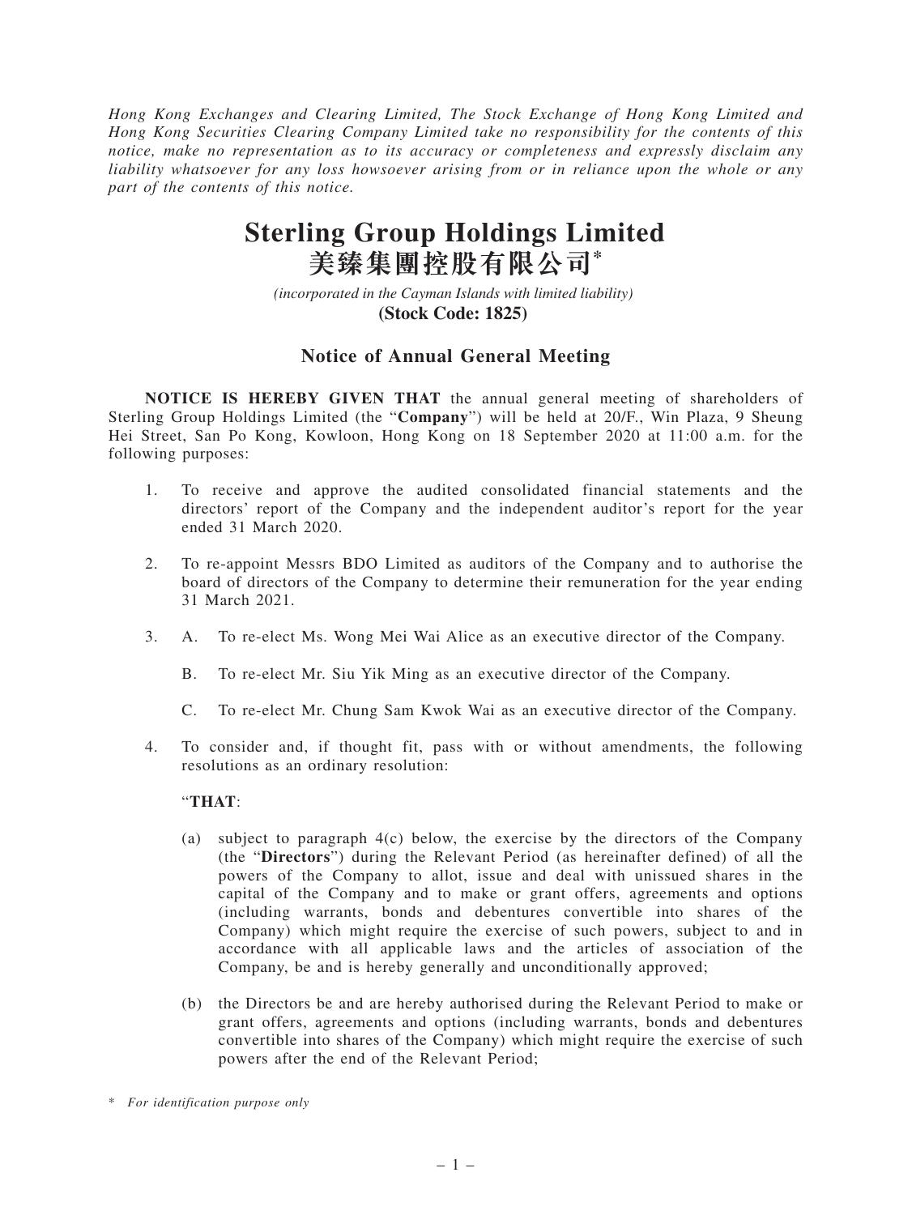*Hong Kong Exchanges and Clearing Limited, The Stock Exchange of Hong Kong Limited and Hong Kong Securities Clearing Company Limited take no responsibility for the contents of this notice, make no representation as to its accuracy or completeness and expressly disclaim any liability whatsoever for any loss howsoever arising from or in reliance upon the whole or any part of the contents of this notice.*

# Sterling Group Holdings Limited
# 美臻集團控股有限公司*

*(incorporated in the Cayman Islands with limited liability)*

**(Stock Code: 1825)**

## Notice of Annual General Meeting

**NOTICE IS HEREBY GIVEN THAT** the annual general meeting of shareholders of Sterling Group Holdings Limited (the "**Company**") will be held at 20/F., Win Plaza, 9 Sheung Hei Street, San Po Kong, Kowloon, Hong Kong on 18 September 2020 at 11:00 a.m. for the following purposes:

1. To receive and approve the audited consolidated financial statements and the directors' report of the Company and the independent auditor's report for the year ended 31 March 2020.

2. To re-appoint Messrs BDO Limited as auditors of the Company and to authorise the board of directors of the Company to determine their remuneration for the year ending 31 March 2021.

3. A. To re-elect Ms. Wong Mei Wai Alice as an executive director of the Company.

   B. To re-elect Mr. Siu Yik Ming as an executive director of the Company.

   C. To re-elect Mr. Chung Sam Kwok Wai as an executive director of the Company.

4. To consider and, if thought fit, pass with or without amendments, the following resolutions as an ordinary resolution:

   "**THAT**:

   (a) subject to paragraph 4(c) below, the exercise by the directors of the Company (the "**Directors**") during the Relevant Period (as hereinafter defined) of all the powers of the Company to allot, issue and deal with unissued shares in the capital of the Company and to make or grant offers, agreements and options (including warrants, bonds and debentures convertible into shares of the Company) which might require the exercise of such powers, subject to and in accordance with all applicable laws and the articles of association of the Company, be and is hereby generally and unconditionally approved;

   (b) the Directors be and are hereby authorised during the Relevant Period to make or grant offers, agreements and options (including warrants, bonds and debentures convertible into shares of the Company) which might require the exercise of such powers after the end of the Relevant Period;

\* *For identification purpose only*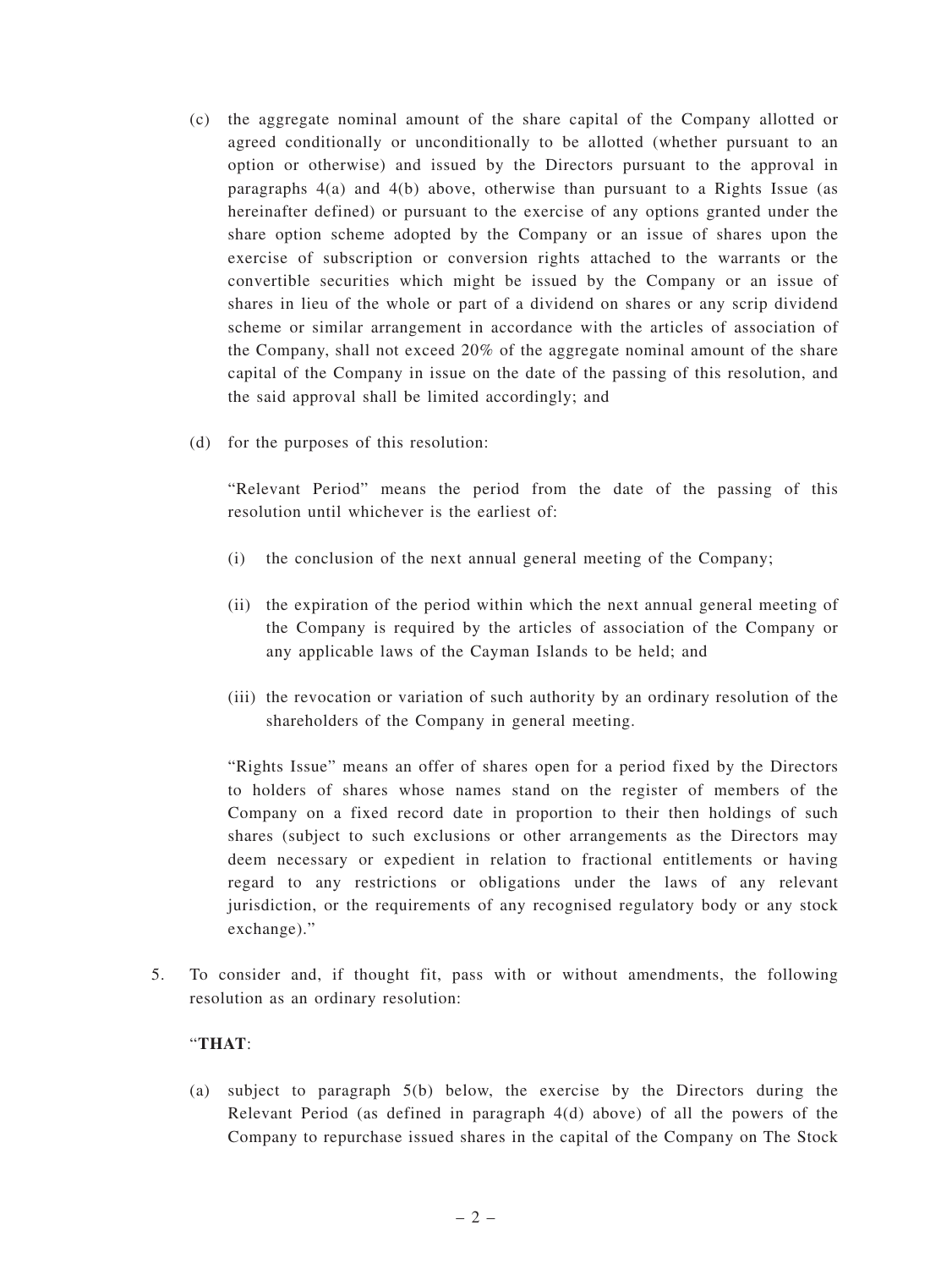(c) the aggregate nominal amount of the share capital of the Company allotted or agreed conditionally or unconditionally to be allotted (whether pursuant to an option or otherwise) and issued by the Directors pursuant to the approval in paragraphs 4(a) and 4(b) above, otherwise than pursuant to a Rights Issue (as hereinafter defined) or pursuant to the exercise of any options granted under the share option scheme adopted by the Company or an issue of shares upon the exercise of subscription or conversion rights attached to the warrants or the convertible securities which might be issued by the Company or an issue of shares in lieu of the whole or part of a dividend on shares or any scrip dividend scheme or similar arrangement in accordance with the articles of association of the Company, shall not exceed 20% of the aggregate nominal amount of the share capital of the Company in issue on the date of the passing of this resolution, and the said approval shall be limited accordingly; and

(d) for the purposes of this resolution:

"Relevant Period" means the period from the date of the passing of this resolution until whichever is the earliest of:

(i) the conclusion of the next annual general meeting of the Company;

(ii) the expiration of the period within which the next annual general meeting of the Company is required by the articles of association of the Company or any applicable laws of the Cayman Islands to be held; and

(iii) the revocation or variation of such authority by an ordinary resolution of the shareholders of the Company in general meeting.

"Rights Issue" means an offer of shares open for a period fixed by the Directors to holders of shares whose names stand on the register of members of the Company on a fixed record date in proportion to their then holdings of such shares (subject to such exclusions or other arrangements as the Directors may deem necessary or expedient in relation to fractional entitlements or having regard to any restrictions or obligations under the laws of any relevant jurisdiction, or the requirements of any recognised regulatory body or any stock exchange)."

5. To consider and, if thought fit, pass with or without amendments, the following resolution as an ordinary resolution:

"**THAT**:

(a) subject to paragraph 5(b) below, the exercise by the Directors during the Relevant Period (as defined in paragraph 4(d) above) of all the powers of the Company to repurchase issued shares in the capital of the Company on The Stock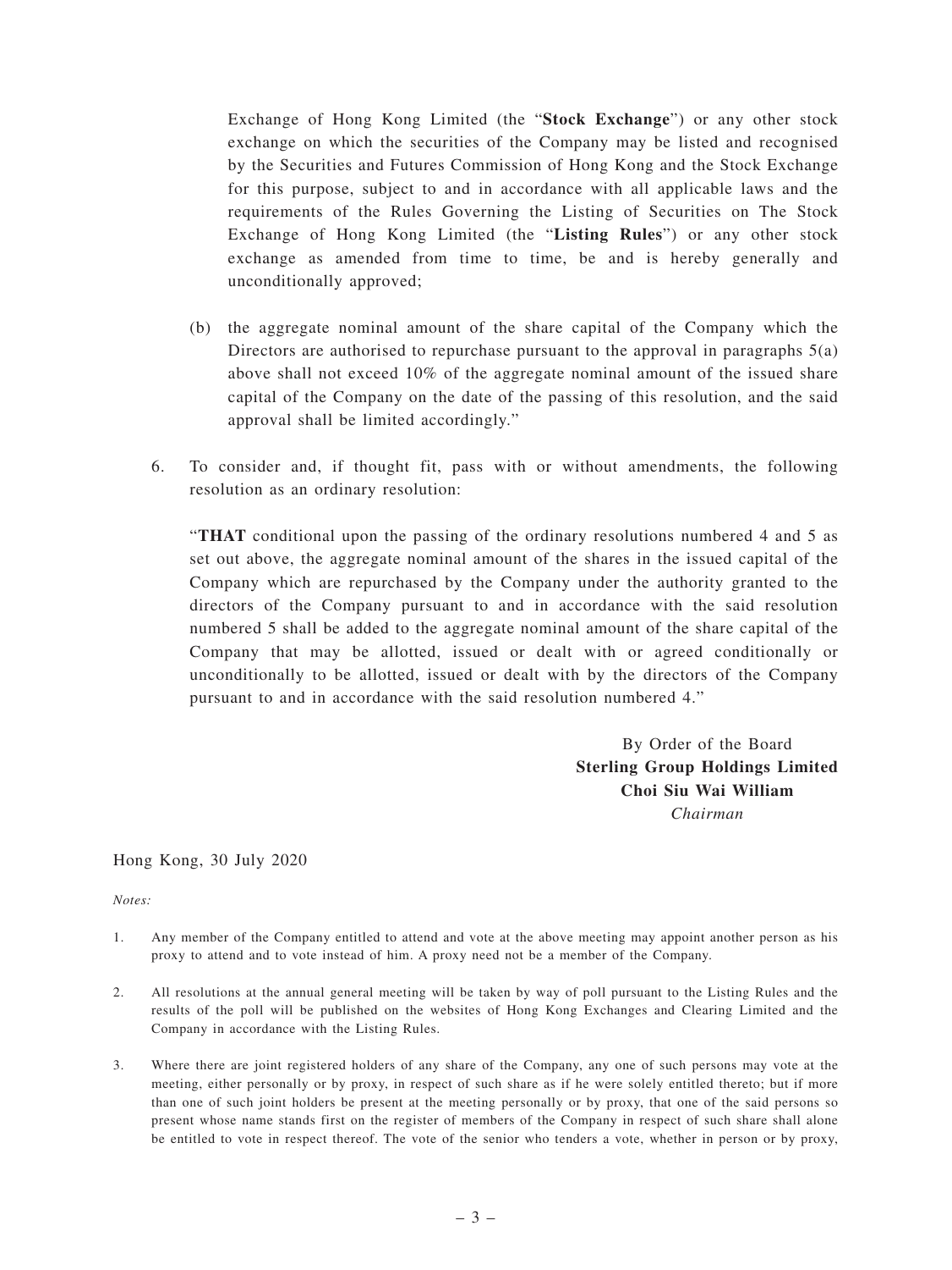Exchange of Hong Kong Limited (the "**Stock Exchange**") or any other stock exchange on which the securities of the Company may be listed and recognised by the Securities and Futures Commission of Hong Kong and the Stock Exchange for this purpose, subject to and in accordance with all applicable laws and the requirements of the Rules Governing the Listing of Securities on The Stock Exchange of Hong Kong Limited (the "**Listing Rules**") or any other stock exchange as amended from time to time, be and is hereby generally and unconditionally approved;

(b) the aggregate nominal amount of the share capital of the Company which the Directors are authorised to repurchase pursuant to the approval in paragraphs 5(a) above shall not exceed 10% of the aggregate nominal amount of the issued share capital of the Company on the date of the passing of this resolution, and the said approval shall be limited accordingly."

6. To consider and, if thought fit, pass with or without amendments, the following resolution as an ordinary resolution:

"**THAT** conditional upon the passing of the ordinary resolutions numbered 4 and 5 as set out above, the aggregate nominal amount of the shares in the issued capital of the Company which are repurchased by the Company under the authority granted to the directors of the Company pursuant to and in accordance with the said resolution numbered 5 shall be added to the aggregate nominal amount of the share capital of the Company that may be allotted, issued or dealt with or agreed conditionally or unconditionally to be allotted, issued or dealt with by the directors of the Company pursuant to and in accordance with the said resolution numbered 4."

By Order of the Board
**Sterling Group Holdings Limited**
**Choi Siu Wai William**
*Chairman*

Hong Kong, 30 July 2020

*Notes:*

1. Any member of the Company entitled to attend and vote at the above meeting may appoint another person as his proxy to attend and to vote instead of him. A proxy need not be a member of the Company.

2. All resolutions at the annual general meeting will be taken by way of poll pursuant to the Listing Rules and the results of the poll will be published on the websites of Hong Kong Exchanges and Clearing Limited and the Company in accordance with the Listing Rules.

3. Where there are joint registered holders of any share of the Company, any one of such persons may vote at the meeting, either personally or by proxy, in respect of such share as if he were solely entitled thereto; but if more than one of such joint holders be present at the meeting personally or by proxy, that one of the said persons so present whose name stands first on the register of members of the Company in respect of such share shall alone be entitled to vote in respect thereof. The vote of the senior who tenders a vote, whether in person or by proxy,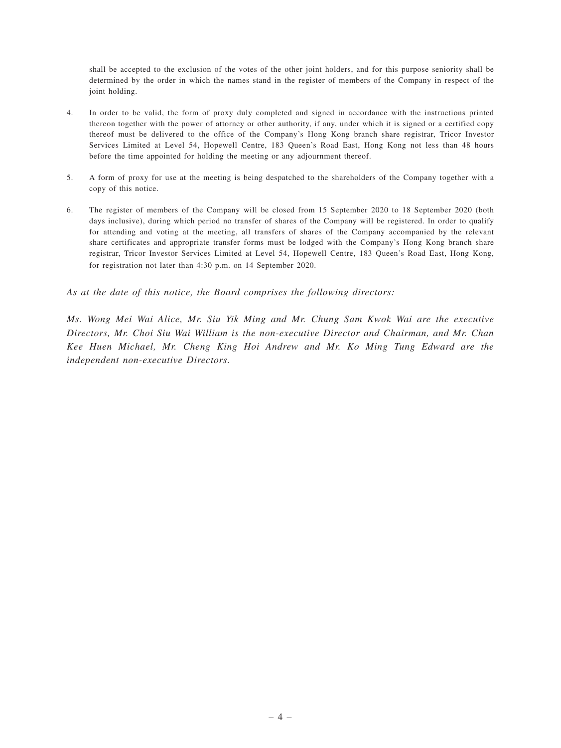shall be accepted to the exclusion of the votes of the other joint holders, and for this purpose seniority shall be determined by the order in which the names stand in the register of members of the Company in respect of the joint holding.

4. In order to be valid, the form of proxy duly completed and signed in accordance with the instructions printed thereon together with the power of attorney or other authority, if any, under which it is signed or a certified copy thereof must be delivered to the office of the Company's Hong Kong branch share registrar, Tricor Investor Services Limited at Level 54, Hopewell Centre, 183 Queen's Road East, Hong Kong not less than 48 hours before the time appointed for holding the meeting or any adjournment thereof.

5. A form of proxy for use at the meeting is being despatched to the shareholders of the Company together with a copy of this notice.

6. The register of members of the Company will be closed from 15 September 2020 to 18 September 2020 (both days inclusive), during which period no transfer of shares of the Company will be registered. In order to qualify for attending and voting at the meeting, all transfers of shares of the Company accompanied by the relevant share certificates and appropriate transfer forms must be lodged with the Company's Hong Kong branch share registrar, Tricor Investor Services Limited at Level 54, Hopewell Centre, 183 Queen's Road East, Hong Kong, for registration not later than 4:30 p.m. on 14 September 2020.

*As at the date of this notice, the Board comprises the following directors:*

*Ms. Wong Mei Wai Alice, Mr. Siu Yik Ming and Mr. Chung Sam Kwok Wai are the executive Directors, Mr. Choi Siu Wai William is the non-executive Director and Chairman, and Mr. Chan Kee Huen Michael, Mr. Cheng King Hoi Andrew and Mr. Ko Ming Tung Edward are the independent non-executive Directors.*